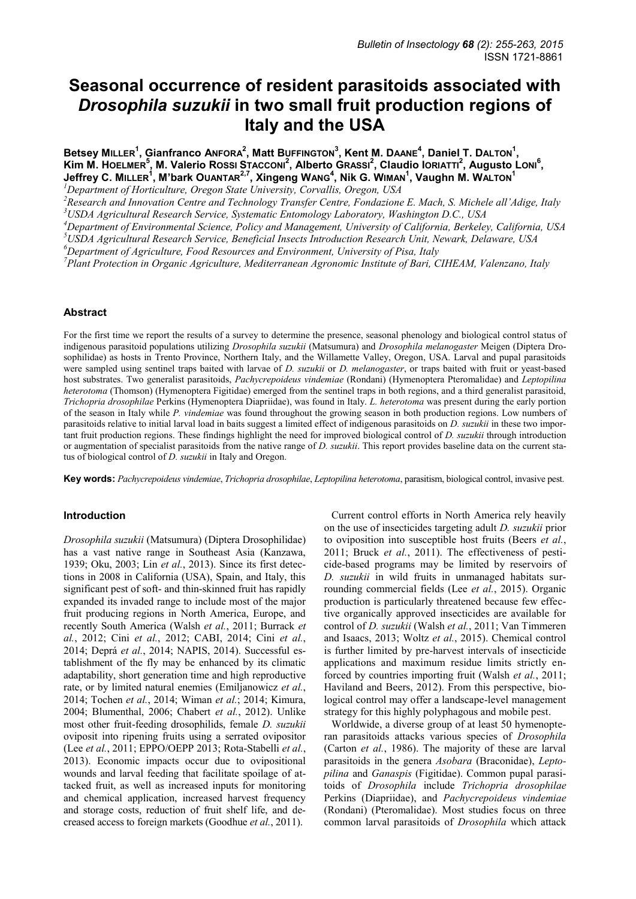# Seasonal occurrence of resident parasitoids associated with *Drosophila suzukii* in two small fruit production regions of Italy and the USA

**Betsey Miller[1], Gianfranco Anfora[2], Matt Buffington[3], Kent M. Daane[4], Daniel T. Dalton[1], Kim M. Hoelmer[5], M. Valerio Rossi Stacconi[2], Alberto Grassi[2], Claudio Ioriatti[2], Augusto Loni[6], Jeffrey C. Miller[1], M'bark Ouantar[2,7], Xingeng Wang[4], Nik G. Wiman[1], Vaughn M. Walton[1]**

[1]Department of Horticulture, Oregon State University, Corvallis, Oregon, USA
[2]Research and Innovation Centre and Technology Transfer Centre, Fondazione E. Mach, S. Michele all'Adige, Italy
[3]USDA Agricultural Research Service, Systematic Entomology Laboratory, Washington D.C., USA
[4]Department of Environmental Science, Policy and Management, University of California, Berkeley, California, USA
[5]USDA Agricultural Research Service, Beneficial Insects Introduction Research Unit, Newark, Delaware, USA
[6]Department of Agriculture, Food Resources and Environment, University of Pisa, Italy
[7]Plant Protection in Organic Agriculture, Mediterranean Agronomic Institute of Bari, CIHEAM, Valenzano, Italy

## Abstract

For the first time we report the results of a survey to determine the presence, seasonal phenology and biological control status of indigenous parasitoid populations utilizing *Drosophila suzukii* (Matsumura) and *Drosophila melanogaster* Meigen (Diptera Drosophilidae) as hosts in Trento Province, Northern Italy, and the Willamette Valley, Oregon, USA. Larval and pupal parasitoids were sampled using sentinel traps baited with larvae of *D. suzukii* or *D. melanogaster*, or traps baited with fruit or yeast-based host substrates. Two generalist parasitoids, *Pachycrepoideus vindemiae* (Rondani) (Hymenoptera Pteromalidae) and *Leptopilina heterotoma* (Thomson) (Hymenoptera Figitidae) emerged from the sentinel traps in both regions, and a third generalist parasitoid, *Trichopria drosophilae* Perkins (Hymenoptera Diapriidae), was found in Italy. *L. heterotoma* was present during the early portion of the season in Italy while *P. vindemiae* was found throughout the growing season in both production regions. Low numbers of parasitoids relative to initial larval load in baits suggest a limited effect of indigenous parasitoids on *D. suzukii* in these two important fruit production regions. These findings highlight the need for improved biological control of *D. suzukii* through introduction or augmentation of specialist parasitoids from the native range of *D. suzukii*. This report provides baseline data on the current status of biological control of *D. suzukii* in Italy and Oregon.

**Key words:** *Pachycrepoideus vindemiae*, *Trichopria drosophilae*, *Leptopilina heterotoma*, parasitism, biological control, invasive pest.

## Introduction

*Drosophila suzukii* (Matsumura) (Diptera Drosophilidae) has a vast native range in Southeast Asia (Kanzawa, 1939; Oku, 2003; Lin *et al.*, 2013). Since its first detections in 2008 in California (USA), Spain, and Italy, this significant pest of soft- and thin-skinned fruit has rapidly expanded its invaded range to include most of the major fruit producing regions in North America, Europe, and recently South America (Walsh *et al.*, 2011; Burrack *et al.*, 2012; Cini *et al.*, 2012; CABI, 2014; Cini *et al.*, 2014; Deprá *et al.*, 2014; NAPIS, 2014). Successful establishment of the fly may be enhanced by its climatic adaptability, short generation time and high reproductive rate, or by limited natural enemies (Emiljanowicz *et al.*, 2014; Tochen *et al.*, 2014; Wiman *et al.*; 2014; Kimura, 2004; Blumenthal, 2006; Chabert *et al.*, 2012). Unlike most other fruit-feeding drosophilids, female *D. suzukii* oviposit into ripening fruits using a serrated ovipositor (Lee *et al.*, 2011; EPPO/OEPP 2013; Rota-Stabelli *et al.*, 2013). Economic impacts occur due to ovipositional wounds and larval feeding that facilitate spoilage of attacked fruit, as well as increased inputs for monitoring and chemical application, increased harvest frequency and storage costs, reduction of fruit shelf life, and decreased access to foreign markets (Goodhue *et al.*, 2011).

Current control efforts in North America rely heavily on the use of insecticides targeting adult *D. suzukii* prior to oviposition into susceptible host fruits (Beers *et al.*, 2011; Bruck *et al.*, 2011). The effectiveness of pesticide-based programs may be limited by reservoirs of *D. suzukii* in wild fruits in unmanaged habitats surrounding commercial fields (Lee *et al.*, 2015). Organic production is particularly threatened because few effective organically approved insecticides are available for control of *D. suzukii* (Walsh *et al.*, 2011; Van Timmeren and Isaacs, 2013; Woltz *et al.*, 2015). Chemical control is further limited by pre-harvest intervals of insecticide applications and maximum residue limits strictly enforced by countries importing fruit (Walsh *et al.*, 2011; Haviland and Beers, 2012). From this perspective, biological control may offer a landscape-level management strategy for this highly polyphagous and mobile pest.

Worldwide, a diverse group of at least 50 hymenopteran parasitoids attacks various species of *Drosophila* (Carton *et al.*, 1986). The majority of these are larval parasitoids in the genera *Asobara* (Braconidae), *Leptopilina* and *Ganaspis* (Figitidae). Common pupal parasitoids of *Drosophila* include *Trichopria drosophilae* Perkins (Diapriidae), and *Pachycrepoideus vindemiae* (Rondani) (Pteromalidae). Most studies focus on three common larval parasitoids of *Drosophila* which attack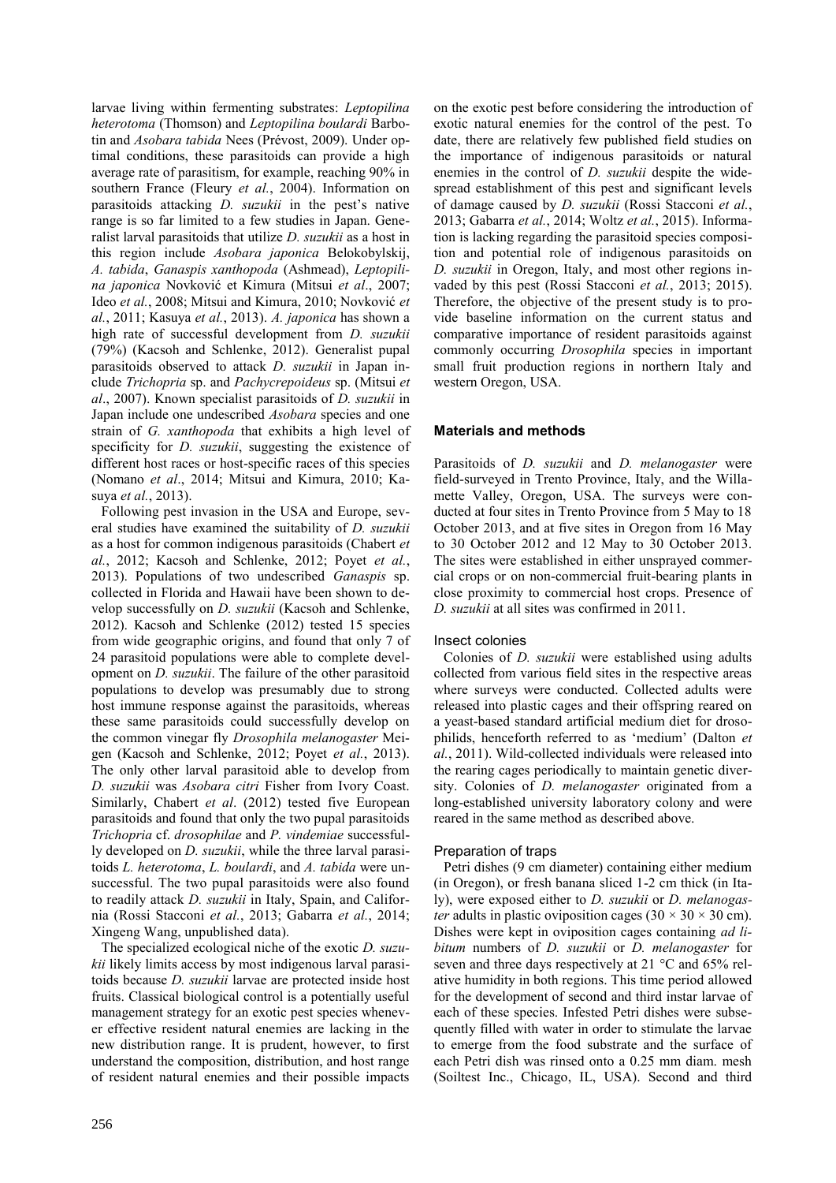larvae living within fermenting substrates: *Leptopilina heterotoma* (Thomson) and *Leptopilina boulardi* Barbotin and *Asobara tabida* Nees (Prévost, 2009). Under optimal conditions, these parasitoids can provide a high average rate of parasitism, for example, reaching 90% in southern France (Fleury *et al.*, 2004). Information on parasitoids attacking *D. suzukii* in the pest's native range is so far limited to a few studies in Japan. Generalist larval parasitoids that utilize *D. suzukii* as a host in this region include *Asobara japonica* Belokobylskij, *A. tabida*, *Ganaspis xanthopoda* (Ashmead), *Leptopilina japonica* Novković et Kimura (Mitsui *et al*., 2007; Ideo *et al.*, 2008; Mitsui and Kimura, 2010; Novković *et al.*, 2011; Kasuya *et al.*, 2013). *A. japonica* has shown a high rate of successful development from *D. suzukii* (79%) (Kacsoh and Schlenke, 2012). Generalist pupal parasitoids observed to attack *D. suzukii* in Japan include *Trichopria* sp. and *Pachycrepoideus* sp. (Mitsui *et al*., 2007). Known specialist parasitoids of *D. suzukii* in Japan include one undescribed *Asobara* species and one strain of *G. xanthopoda* that exhibits a high level of specificity for *D. suzukii*, suggesting the existence of different host races or host-specific races of this species (Nomano *et al*., 2014; Mitsui and Kimura, 2010; Kasuya *et al.*, 2013).

Following pest invasion in the USA and Europe, several studies have examined the suitability of *D. suzukii* as a host for common indigenous parasitoids (Chabert *et al.*, 2012; Kacsoh and Schlenke, 2012; Poyet *et al.*, 2013). Populations of two undescribed *Ganaspis* sp. collected in Florida and Hawaii have been shown to develop successfully on *D. suzukii* (Kacsoh and Schlenke, 2012). Kacsoh and Schlenke (2012) tested 15 species from wide geographic origins, and found that only 7 of 24 parasitoid populations were able to complete development on *D. suzukii*. The failure of the other parasitoid populations to develop was presumably due to strong host immune response against the parasitoids, whereas these same parasitoids could successfully develop on the common vinegar fly *Drosophila melanogaster* Meigen (Kacsoh and Schlenke, 2012; Poyet *et al.*, 2013). The only other larval parasitoid able to develop from *D. suzukii* was *Asobara citri* Fisher from Ivory Coast. Similarly, Chabert *et al*. (2012) tested five European parasitoids and found that only the two pupal parasitoids *Trichopria* cf. *drosophilae* and *P. vindemiae* successfully developed on *D. suzukii*, while the three larval parasitoids *L. heterotoma*, *L. boulardi*, and *A. tabida* were unsuccessful. The two pupal parasitoids were also found to readily attack *D. suzukii* in Italy, Spain, and California (Rossi Stacconi *et al.*, 2013; Gabarra *et al.*, 2014; Xingeng Wang, unpublished data).

The specialized ecological niche of the exotic *D. suzukii* likely limits access by most indigenous larval parasitoids because *D. suzukii* larvae are protected inside host fruits. Classical biological control is a potentially useful management strategy for an exotic pest species whenever effective resident natural enemies are lacking in the new distribution range. It is prudent, however, to first understand the composition, distribution, and host range of resident natural enemies and their possible impacts on the exotic pest before considering the introduction of exotic natural enemies for the control of the pest. To date, there are relatively few published field studies on the importance of indigenous parasitoids or natural enemies in the control of *D. suzukii* despite the widespread establishment of this pest and significant levels of damage caused by *D. suzukii* (Rossi Stacconi *et al.*, 2013; Gabarra *et al.*, 2014; Woltz *et al.*, 2015). Information is lacking regarding the parasitoid species composition and potential role of indigenous parasitoids on *D. suzukii* in Oregon, Italy, and most other regions invaded by this pest (Rossi Stacconi *et al.*, 2013; 2015). Therefore, the objective of the present study is to provide baseline information on the current status and comparative importance of resident parasitoids against commonly occurring *Drosophila* species in important small fruit production regions in northern Italy and western Oregon, USA.

## Materials and methods

Parasitoids of *D. suzukii* and *D. melanogaster* were field-surveyed in Trento Province, Italy, and the Willamette Valley, Oregon, USA. The surveys were conducted at four sites in Trento Province from 5 May to 18 October 2013, and at five sites in Oregon from 16 May to 30 October 2012 and 12 May to 30 October 2013. The sites were established in either unsprayed commercial crops or on non-commercial fruit-bearing plants in close proximity to commercial host crops. Presence of *D. suzukii* at all sites was confirmed in 2011.

### Insect colonies

Colonies of *D. suzukii* were established using adults collected from various field sites in the respective areas where surveys were conducted. Collected adults were released into plastic cages and their offspring reared on a yeast-based standard artificial medium diet for drosophilids, henceforth referred to as 'medium' (Dalton *et al.*, 2011). Wild-collected individuals were released into the rearing cages periodically to maintain genetic diversity. Colonies of *D. melanogaster* originated from a long-established university laboratory colony and were reared in the same method as described above.

### Preparation of traps

Petri dishes (9 cm diameter) containing either medium (in Oregon), or fresh banana sliced 1-2 cm thick (in Italy), were exposed either to *D. suzukii* or *D. melanogaster* adults in plastic oviposition cages (30 × 30 × 30 cm). Dishes were kept in oviposition cages containing *ad libitum* numbers of *D. suzukii* or *D. melanogaster* for seven and three days respectively at 21 °C and 65% relative humidity in both regions. This time period allowed for the development of second and third instar larvae of each of these species. Infested Petri dishes were subsequently filled with water in order to stimulate the larvae to emerge from the food substrate and the surface of each Petri dish was rinsed onto a 0.25 mm diam. mesh (Soiltest Inc., Chicago, IL, USA). Second and third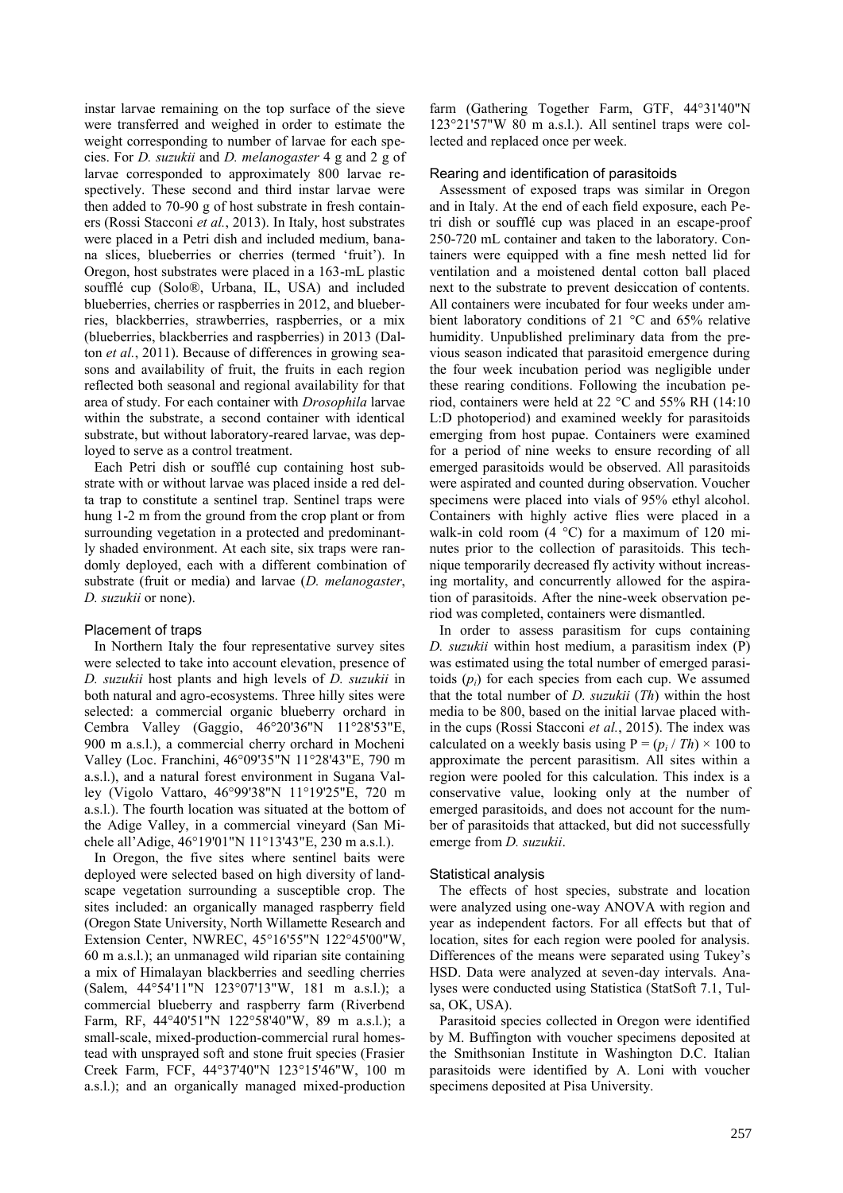instar larvae remaining on the top surface of the sieve were transferred and weighed in order to estimate the weight corresponding to number of larvae for each species. For *D. suzukii* and *D. melanogaster* 4 g and 2 g of larvae corresponded to approximately 800 larvae respectively. These second and third instar larvae were then added to 70-90 g of host substrate in fresh containers (Rossi Stacconi *et al.*, 2013). In Italy, host substrates were placed in a Petri dish and included medium, banana slices, blueberries or cherries (termed 'fruit'). In Oregon, host substrates were placed in a 163-mL plastic soufflé cup (Solo®, Urbana, IL, USA) and included blueberries, cherries or raspberries in 2012, and blueberries, blackberries, strawberries, raspberries, or a mix (blueberries, blackberries and raspberries) in 2013 (Dalton *et al.*, 2011). Because of differences in growing seasons and availability of fruit, the fruits in each region reflected both seasonal and regional availability for that area of study. For each container with *Drosophila* larvae within the substrate, a second container with identical substrate, but without laboratory-reared larvae, was deployed to serve as a control treatment.

Each Petri dish or soufflé cup containing host substrate with or without larvae was placed inside a red delta trap to constitute a sentinel trap. Sentinel traps were hung 1-2 m from the ground from the crop plant or from surrounding vegetation in a protected and predominantly shaded environment. At each site, six traps were randomly deployed, each with a different combination of substrate (fruit or media) and larvae (*D. melanogaster*, *D. suzukii* or none).

### Placement of traps

In Northern Italy the four representative survey sites were selected to take into account elevation, presence of *D. suzukii* host plants and high levels of *D. suzukii* in both natural and agro-ecosystems. Three hilly sites were selected: a commercial organic blueberry orchard in Cembra Valley (Gaggio, 46°20'36"N 11°28'53"E, 900 m a.s.l.), a commercial cherry orchard in Mocheni Valley (Loc. Franchini, 46°09'35"N 11°28'43"E, 790 m a.s.l.), and a natural forest environment in Sugana Valley (Vigolo Vattaro, 46°99'38"N 11°19'25"E, 720 m a.s.l.). The fourth location was situated at the bottom of the Adige Valley, in a commercial vineyard (San Michele all'Adige, 46°19'01"N 11°13'43"E, 230 m a.s.l.).

In Oregon, the five sites where sentinel baits were deployed were selected based on high diversity of landscape vegetation surrounding a susceptible crop. The sites included: an organically managed raspberry field (Oregon State University, North Willamette Research and Extension Center, NWREC, 45°16'55"N 122°45'00"W, 60 m a.s.l.); an unmanaged wild riparian site containing a mix of Himalayan blackberries and seedling cherries (Salem, 44°54'11"N 123°07'13"W, 181 m a.s.l.); a commercial blueberry and raspberry farm (Riverbend Farm, RF, 44°40'51"N 122°58'40"W, 89 m a.s.l.); a small-scale, mixed-production-commercial rural homestead with unsprayed soft and stone fruit species (Frasier Creek Farm, FCF, 44°37'40"N 123°15'46"W, 100 m a.s.l.); and an organically managed mixed-production farm (Gathering Together Farm, GTF, 44°31'40"N 123°21'57"W 80 m a.s.l.). All sentinel traps were collected and replaced once per week.

### Rearing and identification of parasitoids

Assessment of exposed traps was similar in Oregon and in Italy. At the end of each field exposure, each Petri dish or soufflé cup was placed in an escape-proof 250-720 mL container and taken to the laboratory. Containers were equipped with a fine mesh netted lid for ventilation and a moistened dental cotton ball placed next to the substrate to prevent desiccation of contents. All containers were incubated for four weeks under ambient laboratory conditions of 21 °C and 65% relative humidity. Unpublished preliminary data from the previous season indicated that parasitoid emergence during the four week incubation period was negligible under these rearing conditions. Following the incubation period, containers were held at 22 °C and 55% RH (14:10 L:D photoperiod) and examined weekly for parasitoids emerging from host pupae. Containers were examined for a period of nine weeks to ensure recording of all emerged parasitoids would be observed. All parasitoids were aspirated and counted during observation. Voucher specimens were placed into vials of 95% ethyl alcohol. Containers with highly active flies were placed in a walk-in cold room (4 °C) for a maximum of 120 minutes prior to the collection of parasitoids. This technique temporarily decreased fly activity without increasing mortality, and concurrently allowed for the aspiration of parasitoids. After the nine-week observation period was completed, containers were dismantled.

In order to assess parasitism for cups containing *D. suzukii* within host medium, a parasitism index (P) was estimated using the total number of emerged parasitoids ($p_i$) for each species from each cup. We assumed that the total number of *D. suzukii* ($Th$) within the host media to be 800, based on the initial larvae placed within the cups (Rossi Stacconi *et al.*, 2015). The index was calculated on a weekly basis using $P = (p_i / Th) \times 100$ to approximate the percent parasitism. All sites within a region were pooled for this calculation. This index is a conservative value, looking only at the number of emerged parasitoids, and does not account for the number of parasitoids that attacked, but did not successfully emerge from *D. suzukii*.

### Statistical analysis

The effects of host species, substrate and location were analyzed using one-way ANOVA with region and year as independent factors. For all effects but that of location, sites for each region were pooled for analysis. Differences of the means were separated using Tukey's HSD. Data were analyzed at seven-day intervals. Analyses were conducted using Statistica (StatSoft 7.1, Tulsa, OK, USA).

Parasitoid species collected in Oregon were identified by M. Buffington with voucher specimens deposited at the Smithsonian Institute in Washington D.C. Italian parasitoids were identified by A. Loni with voucher specimens deposited at Pisa University.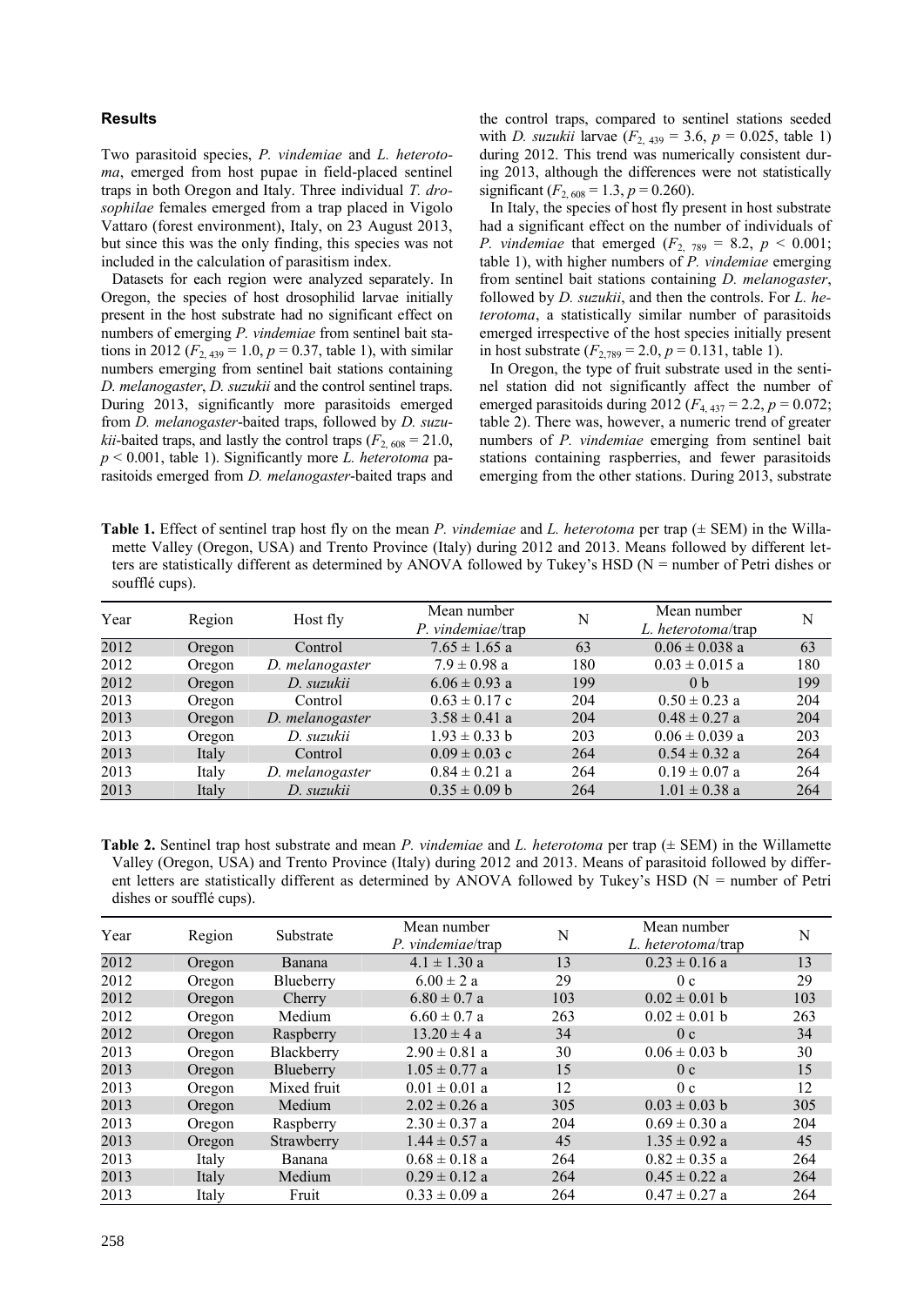## Results

Two parasitoid species, *P. vindemiae* and *L. heterotoma*, emerged from host pupae in field-placed sentinel traps in both Oregon and Italy. Three individual *T. drosophilae* females emerged from a trap placed in Vigolo Vattaro (forest environment), Italy, on 23 August 2013, but since this was the only finding, this species was not included in the calculation of parasitism index.

Datasets for each region were analyzed separately. In Oregon, the species of host drosophilid larvae initially present in the host substrate had no significant effect on numbers of emerging *P. vindemiae* from sentinel bait stations in 2012 ($F_{2, 439} = 1.0$, $p = 0.37$, table 1), with similar numbers emerging from sentinel bait stations containing *D. melanogaster*, *D. suzukii* and the control sentinel traps. During 2013, significantly more parasitoids emerged from *D. melanogaster*-baited traps, followed by *D. suzukii*-baited traps, and lastly the control traps ($F_{2, 608} = 21.0$, $p < 0.001$, table 1). Significantly more *L. heterotoma* parasitoids emerged from *D. melanogaster*-baited traps and the control traps, compared to sentinel stations seeded with *D. suzukii* larvae ($F_{2, 439} = 3.6$, $p = 0.025$, table 1) during 2012. This trend was numerically consistent during 2013, although the differences were not statistically significant ($F_{2, 608} = 1.3$, $p = 0.260$).

In Italy, the species of host fly present in host substrate had a significant effect on the number of individuals of *P. vindemiae* that emerged ($F_{2, 789} = 8.2$, $p < 0.001$; table 1), with higher numbers of *P. vindemiae* emerging from sentinel bait stations containing *D. melanogaster*, followed by *D. suzukii*, and then the controls. For *L. heterotoma*, a statistically similar number of parasitoids emerged irrespective of the host species initially present in host substrate ($F_{2,789} = 2.0$, $p = 0.131$, table 1).

In Oregon, the type of fruit substrate used in the sentinel station did not significantly affect the number of emerged parasitoids during 2012 ($F_{4, 437} = 2.2$, $p = 0.072$; table 2). There was, however, a numeric trend of greater numbers of *P. vindemiae* emerging from sentinel bait stations containing raspberries, and fewer parasitoids emerging from the other stations. During 2013, substrate

**Table 1.** Effect of sentinel trap host fly on the mean *P. vindemiae* and *L. heterotoma* per trap (± SEM) in the Willamette Valley (Oregon, USA) and Trento Province (Italy) during 2012 and 2013. Means followed by different letters are statistically different as determined by ANOVA followed by Tukey's HSD (N = number of Petri dishes or soufflé cups).

| Year | Region | Host fly | Mean number *P. vindemiae*/trap | N | Mean number *L. heterotoma*/trap | N |
|---|---|---|---|---|---|---|
| 2012 | Oregon | Control | 7.65 ± 1.65 a | 63 | 0.06 ± 0.038 a | 63 |
| 2012 | Oregon | *D. melanogaster* | 7.9 ± 0.98 a | 180 | 0.03 ± 0.015 a | 180 |
| 2012 | Oregon | *D. suzukii* | 6.06 ± 0.93 a | 199 | 0 b | 199 |
| 2013 | Oregon | Control | 0.63 ± 0.17 c | 204 | 0.50 ± 0.23 a | 204 |
| 2013 | Oregon | *D. melanogaster* | 3.58 ± 0.41 a | 204 | 0.48 ± 0.27 a | 204 |
| 2013 | Oregon | *D. suzukii* | 1.93 ± 0.33 b | 203 | 0.06 ± 0.039 a | 203 |
| 2013 | Italy | Control | 0.09 ± 0.03 c | 264 | 0.54 ± 0.32 a | 264 |
| 2013 | Italy | *D. melanogaster* | 0.84 ± 0.21 a | 264 | 0.19 ± 0.07 a | 264 |
| 2013 | Italy | *D. suzukii* | 0.35 ± 0.09 b | 264 | 1.01 ± 0.38 a | 264 |

**Table 2.** Sentinel trap host substrate and mean *P. vindemiae* and *L. heterotoma* per trap (± SEM) in the Willamette Valley (Oregon, USA) and Trento Province (Italy) during 2012 and 2013. Means of parasitoid followed by different letters are statistically different as determined by ANOVA followed by Tukey's HSD (N = number of Petri dishes or soufflé cups).

| Year | Region | Substrate | Mean number *P. vindemiae*/trap | N | Mean number *L. heterotoma*/trap | N |
|---|---|---|---|---|---|---|
| 2012 | Oregon | Banana | 4.1 ± 1.30 a | 13 | 0.23 ± 0.16 a | 13 |
| 2012 | Oregon | Blueberry | 6.00 ± 2 a | 29 | 0 c | 29 |
| 2012 | Oregon | Cherry | 6.80 ± 0.7 a | 103 | 0.02 ± 0.01 b | 103 |
| 2012 | Oregon | Medium | 6.60 ± 0.7 a | 263 | 0.02 ± 0.01 b | 263 |
| 2012 | Oregon | Raspberry | 13.20 ± 4 a | 34 | 0 c | 34 |
| 2013 | Oregon | Blackberry | 2.90 ± 0.81 a | 30 | 0.06 ± 0.03 b | 30 |
| 2013 | Oregon | Blueberry | 1.05 ± 0.77 a | 15 | 0 c | 15 |
| 2013 | Oregon | Mixed fruit | 0.01 ± 0.01 a | 12 | 0 c | 12 |
| 2013 | Oregon | Medium | 2.02 ± 0.26 a | 305 | 0.03 ± 0.03 b | 305 |
| 2013 | Oregon | Raspberry | 2.30 ± 0.37 a | 204 | 0.69 ± 0.30 a | 204 |
| 2013 | Oregon | Strawberry | 1.44 ± 0.57 a | 45 | 1.35 ± 0.92 a | 45 |
| 2013 | Italy | Banana | 0.68 ± 0.18 a | 264 | 0.82 ± 0.35 a | 264 |
| 2013 | Italy | Medium | 0.29 ± 0.12 a | 264 | 0.45 ± 0.22 a | 264 |
| 2013 | Italy | Fruit | 0.33 ± 0.09 a | 264 | 0.47 ± 0.27 a | 264 |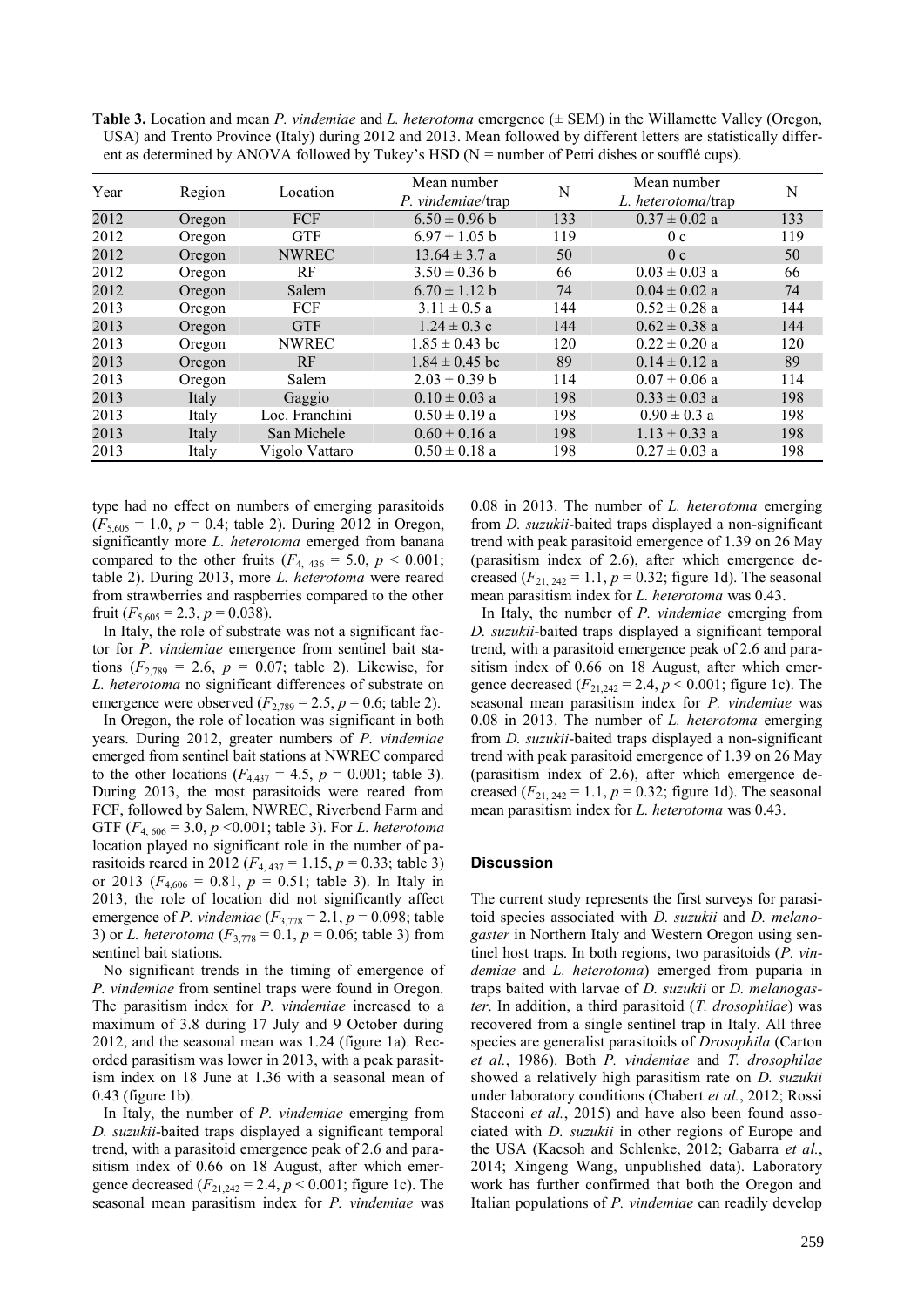**Table 3.** Location and mean *P. vindemiae* and *L. heterotoma* emergence (± SEM) in the Willamette Valley (Oregon, USA) and Trento Province (Italy) during 2012 and 2013. Mean followed by different letters are statistically different as determined by ANOVA followed by Tukey's HSD (N = number of Petri dishes or soufflé cups).

| Year | Region | Location | Mean number *P. vindemiae*/trap | N | Mean number *L. heterotoma*/trap | N |
|---|---|---|---|---|---|---|
| 2012 | Oregon | FCF | 6.50 ± 0.96 b | 133 | 0.37 ± 0.02 a | 133 |
| 2012 | Oregon | GTF | 6.97 ± 1.05 b | 119 | 0 c | 119 |
| 2012 | Oregon | NWREC | 13.64 ± 3.7 a | 50 | 0 c | 50 |
| 2012 | Oregon | RF | 3.50 ± 0.36 b | 66 | 0.03 ± 0.03 a | 66 |
| 2012 | Oregon | Salem | 6.70 ± 1.12 b | 74 | 0.04 ± 0.02 a | 74 |
| 2013 | Oregon | FCF | 3.11 ± 0.5 a | 144 | 0.52 ± 0.28 a | 144 |
| 2013 | Oregon | GTF | 1.24 ± 0.3 c | 144 | 0.62 ± 0.38 a | 144 |
| 2013 | Oregon | NWREC | 1.85 ± 0.43 bc | 120 | 0.22 ± 0.20 a | 120 |
| 2013 | Oregon | RF | 1.84 ± 0.45 bc | 89 | 0.14 ± 0.12 a | 89 |
| 2013 | Oregon | Salem | 2.03 ± 0.39 b | 114 | 0.07 ± 0.06 a | 114 |
| 2013 | Italy | Gaggio | 0.10 ± 0.03 a | 198 | 0.33 ± 0.03 a | 198 |
| 2013 | Italy | Loc. Franchini | 0.50 ± 0.19 a | 198 | 0.90 ± 0.3 a | 198 |
| 2013 | Italy | San Michele | 0.60 ± 0.16 a | 198 | 1.13 ± 0.33 a | 198 |
| 2013 | Italy | Vigolo Vattaro | 0.50 ± 0.18 a | 198 | 0.27 ± 0.03 a | 198 |

type had no effect on numbers of emerging parasitoids ($F_{5,605}$ = 1.0, $p$ = 0.4; table 2). During 2012 in Oregon, significantly more *L. heterotoma* emerged from banana compared to the other fruits ($F_{4,436}$ = 5.0, $p$ < 0.001; table 2). During 2013, more *L. heterotoma* were reared from strawberries and raspberries compared to the other fruit ($F_{5,605}$ = 2.3, $p$ = 0.038).

In Italy, the role of substrate was not a significant factor for *P. vindemiae* emergence from sentinel bait stations ($F_{2,789}$ = 2.6, $p$ = 0.07; table 2). Likewise, for *L. heterotoma* no significant differences of substrate on emergence were observed ($F_{2,789}$ = 2.5, $p$ = 0.6; table 2).

In Oregon, the role of location was significant in both years. During 2012, greater numbers of *P. vindemiae* emerged from sentinel bait stations at NWREC compared to the other locations ($F_{4,437}$ = 4.5, $p$ = 0.001; table 3). During 2013, the most parasitoids were reared from FCF, followed by Salem, NWREC, Riverbend Farm and GTF ($F_{4,606}$ = 3.0, $p$ <0.001; table 3). For *L. heterotoma* location played no significant role in the number of parasitoids reared in 2012 ($F_{4,437}$ = 1.15, $p$ = 0.33; table 3) or 2013 ($F_{4,606}$ = 0.81, $p$ = 0.51; table 3). In Italy in 2013, the role of location did not significantly affect emergence of *P. vindemiae* ($F_{3,778}$ = 2.1, $p$ = 0.098; table 3) or *L. heterotoma* ($F_{3,778}$ = 0.1, $p$ = 0.06; table 3) from sentinel bait stations.

No significant trends in the timing of emergence of *P. vindemiae* from sentinel traps were found in Oregon. The parasitism index for *P. vindemiae* increased to a maximum of 3.8 during 17 July and 9 October during 2012, and the seasonal mean was 1.24 (figure 1a). Recorded parasitism was lower in 2013, with a peak parasitism index on 18 June at 1.36 with a seasonal mean of 0.43 (figure 1b).

In Italy, the number of *P. vindemiae* emerging from *D. suzukii*-baited traps displayed a significant temporal trend, with a parasitoid emergence peak of 2.6 and parasitism index of 0.66 on 18 August, after which emergence decreased ($F_{21,242}$ = 2.4, $p$ < 0.001; figure 1c). The seasonal mean parasitism index for *P. vindemiae* was 0.08 in 2013. The number of *L. heterotoma* emerging from *D. suzukii*-baited traps displayed a non-significant trend with peak parasitoid emergence of 1.39 on 26 May (parasitism index of 2.6), after which emergence decreased ($F_{21,242}$ = 1.1, $p$ = 0.32; figure 1d). The seasonal mean parasitism index for *L. heterotoma* was 0.43.

In Italy, the number of *P. vindemiae* emerging from *D. suzukii*-baited traps displayed a significant temporal trend, with a parasitoid emergence peak of 2.6 and parasitism index of 0.66 on 18 August, after which emergence decreased ($F_{21,242}$ = 2.4, $p$ < 0.001; figure 1c). The seasonal mean parasitism index for *P. vindemiae* was 0.08 in 2013. The number of *L. heterotoma* emerging from *D. suzukii*-baited traps displayed a non-significant trend with peak parasitoid emergence of 1.39 on 26 May (parasitism index of 2.6), after which emergence decreased ($F_{21,242}$ = 1.1, $p$ = 0.32; figure 1d). The seasonal mean parasitism index for *L. heterotoma* was 0.43.

## Discussion

The current study represents the first surveys for parasitoid species associated with *D. suzukii* and *D. melanogaster* in Northern Italy and Western Oregon using sentinel host traps. In both regions, two parasitoids (*P. vindemiae* and *L. heterotoma*) emerged from puparia in traps baited with larvae of *D. suzukii* or *D. melanogaster*. In addition, a third parasitoid (*T. drosophilae*) was recovered from a single sentinel trap in Italy. All three species are generalist parasitoids of *Drosophila* (Carton *et al.*, 1986). Both *P. vindemiae* and *T. drosophilae* showed a relatively high parasitism rate on *D. suzukii* under laboratory conditions (Chabert *et al.*, 2012; Rossi Stacconi *et al.*, 2015) and have also been found associated with *D. suzukii* in other regions of Europe and the USA (Kacsoh and Schlenke, 2012; Gabarra *et al.*, 2014; Xingeng Wang, unpublished data). Laboratory work has further confirmed that both the Oregon and Italian populations of *P. vindemiae* can readily develop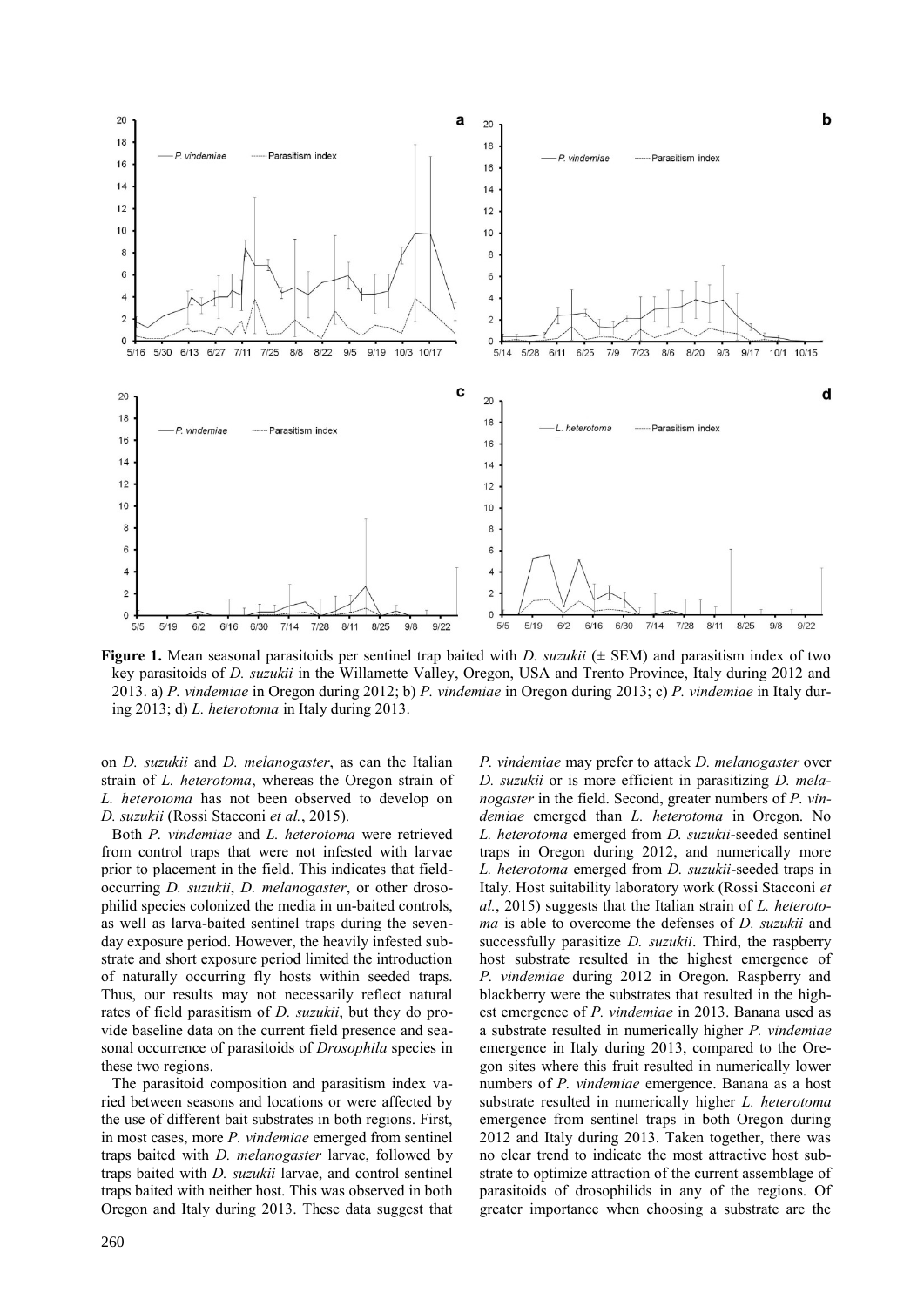a

20
18
16
14
12
10
8
6
4
2
0

— P. vindemiae ------ Parasitism index

5/16 5/30 6/13 6/27 7/11 7/25 8/8 8/22 9/5 9/19 10/3 10/17

b

20
18
16
14
12
10
8
6
4
2
0

— P. vindemiae ------ Parasitism index

5/14 5/28 6/11 6/25 7/9 7/23 8/6 8/20 9/3 9/17 10/1 10/15

c

20
18
16
14
12
10
8
6
4
2
0

— P. vindemiae ------ Parasitism index

5/5 5/19 6/2 6/16 6/30 7/14 7/28 8/11 8/25 9/8 9/22

d

20
18
16
14
12
10
8
6
4
2
0

— L. heterotoma ------ Parasitism index

5/5 5/19 6/2 6/16 6/30 7/14 7/28 8/11 8/25 9/8 9/22

**Figure 1.** Mean seasonal parasitoids per sentinel trap baited with *D. suzukii* (± SEM) and parasitism index of two key parasitoids of *D. suzukii* in the Willamette Valley, Oregon, USA and Trento Province, Italy during 2012 and 2013. a) *P. vindemiae* in Oregon during 2012; b) *P. vindemiae* in Oregon during 2013; c) *P. vindemiae* in Italy during 2013; d) *L. heterotoma* in Italy during 2013.

on *D. suzukii* and *D. melanogaster*, as can the Italian strain of *L. heterotoma*, whereas the Oregon strain of *L. heterotoma* has not been observed to develop on *D. suzukii* (Rossi Stacconi *et al.*, 2015).

Both *P. vindemiae* and *L. heterotoma* were retrieved from control traps that were not infested with larvae prior to placement in the field. This indicates that field-occurring *D. suzukii*, *D. melanogaster*, or other drosophilid species colonized the media in un-baited controls, as well as larva-baited sentinel traps during the seven-day exposure period. However, the heavily infested substrate and short exposure period limited the introduction of naturally occurring fly hosts within seeded traps. Thus, our results may not necessarily reflect natural rates of field parasitism of *D. suzukii*, but they do provide baseline data on the current field presence and seasonal occurrence of parasitoids of *Drosophila* species in these two regions.

The parasitoid composition and parasitism index varied between seasons and locations or were affected by the use of different bait substrates in both regions. First, in most cases, more *P. vindemiae* emerged from sentinel traps baited with *D. melanogaster* larvae, followed by traps baited with *D. suzukii* larvae, and control sentinel traps baited with neither host. This was observed in both Oregon and Italy during 2013. These data suggest that *P. vindemiae* may prefer to attack *D. melanogaster* over *D. suzukii* or is more efficient in parasitizing *D. melanogaster* in the field. Second, greater numbers of *P. vindemiae* emerged than *L. heterotoma* in Oregon. No *L. heterotoma* emerged from *D. suzukii*-seeded sentinel traps in Oregon during 2012, and numerically more *L. heterotoma* emerged from *D. suzukii*-seeded traps in Italy. Host suitability laboratory work (Rossi Stacconi *et al.*, 2015) suggests that the Italian strain of *L. heterotoma* is able to overcome the defenses of *D. suzukii* and successfully parasitize *D. suzukii*. Third, the raspberry host substrate resulted in the highest emergence of *P. vindemiae* during 2012 in Oregon. Raspberry and blackberry were the substrates that resulted in the highest emergence of *P. vindemiae* in 2013. Banana used as a substrate resulted in numerically higher *P. vindemiae* emergence in Italy during 2013, compared to the Oregon sites where this fruit resulted in numerically lower numbers of *P. vindemiae* emergence. Banana as a host substrate resulted in numerically higher *L. heterotoma* emergence from sentinel traps in both Oregon during 2012 and Italy during 2013. Taken together, there was no clear trend to indicate the most attractive host substrate to optimize attraction of the current assemblage of parasitoids of drosophilids in any of the regions. Of greater importance when choosing a substrate are the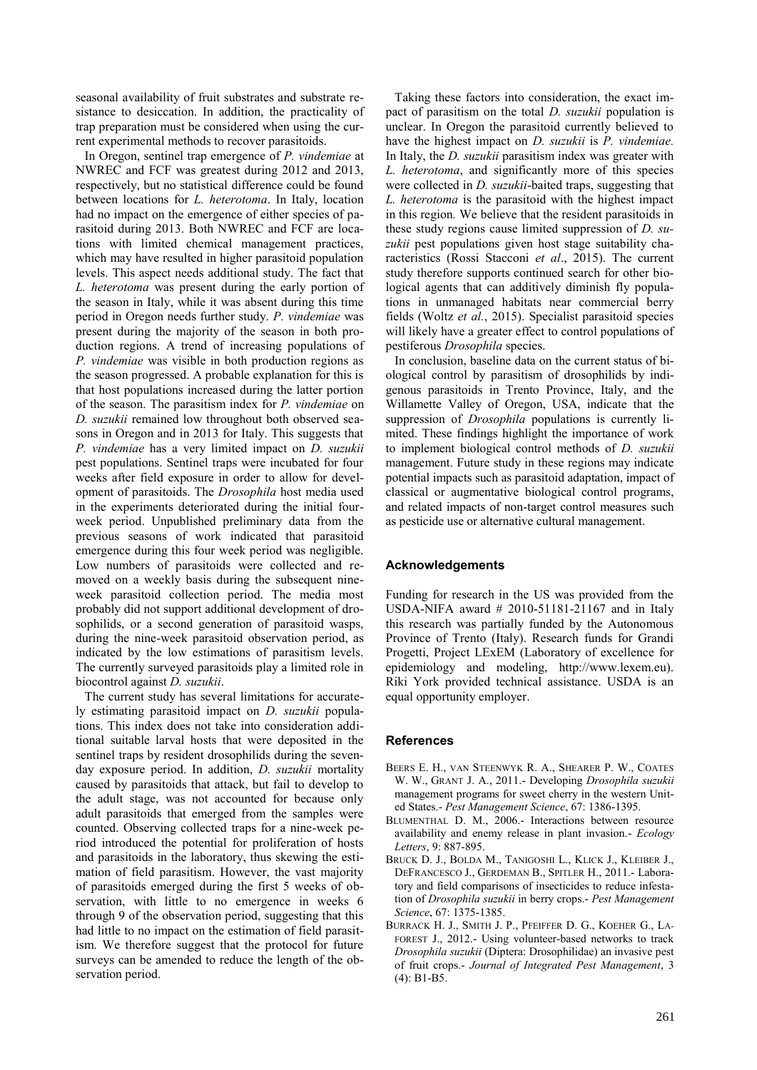seasonal availability of fruit substrates and substrate resistance to desiccation. In addition, the practicality of trap preparation must be considered when using the current experimental methods to recover parasitoids.

In Oregon, sentinel trap emergence of *P. vindemiae* at NWREC and FCF was greatest during 2012 and 2013, respectively, but no statistical difference could be found between locations for *L. heterotoma*. In Italy, location had no impact on the emergence of either species of parasitoid during 2013. Both NWREC and FCF are locations with limited chemical management practices, which may have resulted in higher parasitoid population levels. This aspect needs additional study. The fact that *L. heterotoma* was present during the early portion of the season in Italy, while it was absent during this time period in Oregon needs further study. *P. vindemiae* was present during the majority of the season in both production regions. A trend of increasing populations of *P. vindemiae* was visible in both production regions as the season progressed. A probable explanation for this is that host populations increased during the latter portion of the season. The parasitism index for *P. vindemiae* on *D. suzukii* remained low throughout both observed seasons in Oregon and in 2013 for Italy. This suggests that *P. vindemiae* has a very limited impact on *D. suzukii* pest populations. Sentinel traps were incubated for four weeks after field exposure in order to allow for development of parasitoids. The *Drosophila* host media used in the experiments deteriorated during the initial four-week period. Unpublished preliminary data from the previous seasons of work indicated that parasitoid emergence during this four week period was negligible. Low numbers of parasitoids were collected and removed on a weekly basis during the subsequent nine-week parasitoid collection period. The media most probably did not support additional development of drosophilids, or a second generation of parasitoid wasps, during the nine-week parasitoid observation period, as indicated by the low estimations of parasitism levels. The currently surveyed parasitoids play a limited role in biocontrol against *D. suzukii*.

The current study has several limitations for accurately estimating parasitoid impact on *D. suzukii* populations. This index does not take into consideration additional suitable larval hosts that were deposited in the sentinel traps by resident drosophilids during the seven-day exposure period. In addition, *D. suzukii* mortality caused by parasitoids that attack, but fail to develop to the adult stage, was not accounted for because only adult parasitoids that emerged from the samples were counted. Observing collected traps for a nine-week period introduced the potential for proliferation of hosts and parasitoids in the laboratory, thus skewing the estimation of field parasitism. However, the vast majority of parasitoids emerged during the first 5 weeks of observation, with little to no emergence in weeks 6 through 9 of the observation period, suggesting that this had little to no impact on the estimation of field parasitism. We therefore suggest that the protocol for future surveys can be amended to reduce the length of the observation period.

Taking these factors into consideration, the exact impact of parasitism on the total *D. suzukii* population is unclear. In Oregon the parasitoid currently believed to have the highest impact on *D. suzukii* is *P. vindemiae.* In Italy, the *D. suzukii* parasitism index was greater with *L. heterotoma*, and significantly more of this species were collected in *D. suzukii*-baited traps, suggesting that *L. heterotoma* is the parasitoid with the highest impact in this region*.* We believe that the resident parasitoids in these study regions cause limited suppression of *D. suzukii* pest populations given host stage suitability characteristics (Rossi Stacconi *et al*., 2015). The current study therefore supports continued search for other biological agents that can additively diminish fly populations in unmanaged habitats near commercial berry fields (Woltz *et al.*, 2015). Specialist parasitoid species will likely have a greater effect to control populations of pestiferous *Drosophila* species.

In conclusion, baseline data on the current status of biological control by parasitism of drosophilids by indigenous parasitoids in Trento Province, Italy, and the Willamette Valley of Oregon, USA, indicate that the suppression of *Drosophila* populations is currently limited. These findings highlight the importance of work to implement biological control methods of *D. suzukii* management. Future study in these regions may indicate potential impacts such as parasitoid adaptation, impact of classical or augmentative biological control programs, and related impacts of non-target control measures such as pesticide use or alternative cultural management.

## Acknowledgements

Funding for research in the US was provided from the USDA-NIFA award # 2010-51181-21167 and in Italy this research was partially funded by the Autonomous Province of Trento (Italy). Research funds for Grandi Progetti, Project LExEM (Laboratory of excellence for epidemiology and modeling, http://www.lexem.eu). Riki York provided technical assistance. USDA is an equal opportunity employer.

## References

- BEERS E. H., VAN STEENWYK R. A., SHEARER P. W., COATES W. W., GRANT J. A., 2011.- Developing *Drosophila suzukii* management programs for sweet cherry in the western United States.- *Pest Management Science*, 67: 1386-1395.
- BLUMENTHAL D. M., 2006.- Interactions between resource availability and enemy release in plant invasion.- *Ecology Letters*, 9: 887-895.
- BRUCK D. J., BOLDA M., TANIGOSHI L., KLICK J., KLEIBER J., DEFRANCESCO J., GERDEMAN B., SPITLER H., 2011.- Laboratory and field comparisons of insecticides to reduce infestation of *Drosophila suzukii* in berry crops.- *Pest Management Science*, 67: 1375-1385.
- BURRACK H. J., SMITH J. P., PFEIFFER D. G., KOEHER G., LAFOREST J., 2012.- Using volunteer-based networks to track *Drosophila suzukii* (Diptera: Drosophilidae) an invasive pest of fruit crops.- *Journal of Integrated Pest Management*, 3 (4): B1-B5.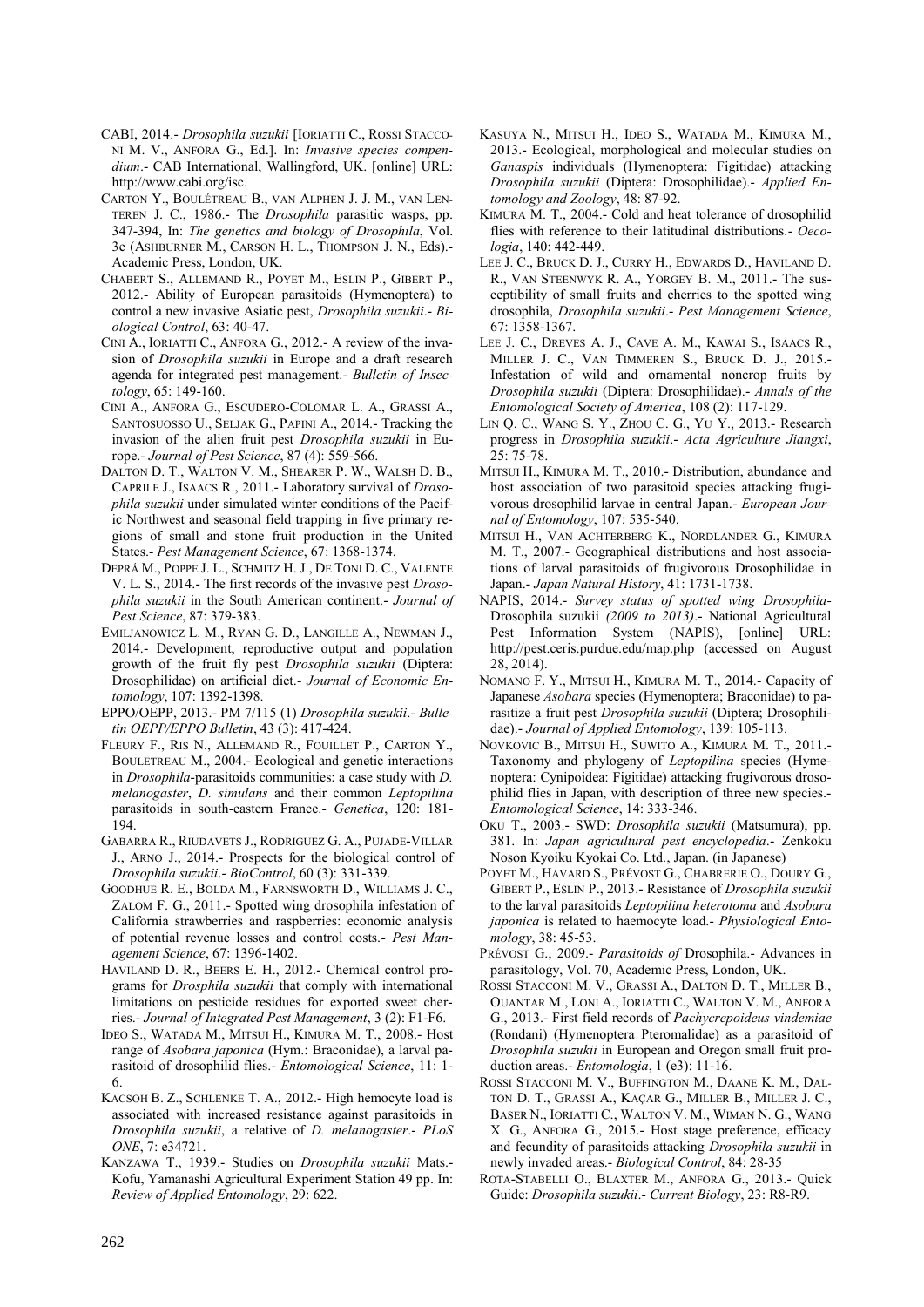CABI, 2014.- *Drosophila suzukii* [IORIATTI C., ROSSI STACCONI M. V., ANFORA G., Ed.]. In: *Invasive species compendium*.- CAB International, Wallingford, UK. [online] URL: http://www.cabi.org/isc.

CARTON Y., BOULÉTREAU B., VAN ALPHEN J. J. M., VAN LENTEREN J. C., 1986.- The *Drosophila* parasitic wasps, pp. 347-394, In: *The genetics and biology of Drosophila*, Vol. 3e (ASHBURNER M., CARSON H. L., THOMPSON J. N., Eds).- Academic Press, London, UK.

CHABERT S., ALLEMAND R., POYET M., ESLIN P., GIBERT P., 2012.- Ability of European parasitoids (Hymenoptera) to control a new invasive Asiatic pest, *Drosophila suzukii*.- *Biological Control*, 63: 40-47.

CINI A., IORIATTI C., ANFORA G., 2012.- A review of the invasion of *Drosophila suzukii* in Europe and a draft research agenda for integrated pest management.- *Bulletin of Insectology*, 65: 149-160.

CINI A., ANFORA G., ESCUDERO-COLOMAR L. A., GRASSI A., SANTOSUOSSO U., SELJAK G., PAPINI A., 2014.- Tracking the invasion of the alien fruit pest *Drosophila suzukii* in Europe.- *Journal of Pest Science*, 87 (4): 559-566.

DALTON D. T., WALTON V. M., SHEARER P. W., WALSH D. B., CAPRILE J., ISAACS R., 2011.- Laboratory survival of *Drosophila suzukii* under simulated winter conditions of the Pacific Northwest and seasonal field trapping in five primary regions of small and stone fruit production in the United States.- *Pest Management Science*, 67: 1368-1374.

DEPRÁ M., POPPE J. L., SCHMITZ H. J., DE TONI D. C., VALENTE V. L. S., 2014.- The first records of the invasive pest *Drosophila suzukii* in the South American continent.- *Journal of Pest Science*, 87: 379-383.

EMILJANOWICZ L. M., RYAN G. D., LANGILLE A., NEWMAN J., 2014.- Development, reproductive output and population growth of the fruit fly pest *Drosophila suzukii* (Diptera: Drosophilidae) on artificial diet.- *Journal of Economic Entomology*, 107: 1392-1398.

EPPO/OEPP, 2013.- PM 7/115 (1) *Drosophila suzukii*.- *Bulletin OEPP/EPPO Bulletin*, 43 (3): 417-424.

FLEURY F., RIS N., ALLEMAND R., FOUILLET P., CARTON Y., BOULETREAU M., 2004.- Ecological and genetic interactions in *Drosophila*-parasitoids communities: a case study with *D. melanogaster*, *D. simulans* and their common *Leptopilina* parasitoids in south-eastern France.- *Genetica*, 120: 181-194.

GABARRA R., RIUDAVETS J., RODRIGUEZ G. A., PUJADE-VILLAR J., ARNO J., 2014.- Prospects for the biological control of *Drosophila suzukii*.- *BioControl*, 60 (3): 331-339.

GOODHUE R. E., BOLDA M., FARNSWORTH D., WILLIAMS J. C., ZALOM F. G., 2011.- Spotted wing drosophila infestation of California strawberries and raspberries: economic analysis of potential revenue losses and control costs.- *Pest Management Science*, 67: 1396-1402.

HAVILAND D. R., BEERS E. H., 2012.- Chemical control programs for *Drosphila suzukii* that comply with international limitations on pesticide residues for exported sweet cherries.- *Journal of Integrated Pest Management*, 3 (2): F1-F6.

IDEO S., WATADA M., MITSUI H., KIMURA M. T., 2008.- Host range of *Asobara japonica* (Hym.: Braconidae), a larval parasitoid of drosophilid flies.- *Entomological Science*, 11: 1-6.

KACSOH B. Z., SCHLENKE T. A., 2012.- High hemocyte load is associated with increased resistance against parasitoids in *Drosophila suzukii*, a relative of *D. melanogaster*.- *PLoS ONE*, 7: e34721.

KANZAWA T., 1939.- Studies on *Drosophila suzukii* Mats.- Kofu, Yamanashi Agricultural Experiment Station 49 pp. In: *Review of Applied Entomology*, 29: 622.

KASUYA N., MITSUI H., IDEO S., WATADA M., KIMURA M., 2013.- Ecological, morphological and molecular studies on *Ganaspis* individuals (Hymenoptera: Figitidae) attacking *Drosophila suzukii* (Diptera: Drosophilidae).- *Applied Entomology and Zoology*, 48: 87-92.

KIMURA M. T., 2004.- Cold and heat tolerance of drosophilid flies with reference to their latitudinal distributions.- *Oecologia*, 140: 442-449.

LEE J. C., BRUCK D. J., CURRY H., EDWARDS D., HAVILAND D. R., VAN STEENWYK R. A., YORGEY B. M., 2011.- The susceptibility of small fruits and cherries to the spotted wing drosophila, *Drosophila suzukii*.- *Pest Management Science*, 67: 1358-1367.

LEE J. C., DREVES A. J., CAVE A. M., KAWAI S., ISAACS R., MILLER J. C., VAN TIMMEREN S., BRUCK D. J., 2015.- Infestation of wild and ornamental noncrop fruits by *Drosophila suzukii* (Diptera: Drosophilidae).- *Annals of the Entomological Society of America*, 108 (2): 117-129.

LIN Q. C., WANG S. Y., ZHOU C. G., YU Y., 2013.- Research progress in *Drosophila suzukii*.- *Acta Agriculture Jiangxi*, 25: 75-78.

MITSUI H., KIMURA M. T., 2010.- Distribution, abundance and host association of two parasitoid species attacking frugivorous drosophilid larvae in central Japan.- *European Journal of Entomology*, 107: 535-540.

MITSUI H., VAN ACHTERBERG K., NORDLANDER G., KIMURA M. T., 2007.- Geographical distributions and host associations of larval parasitoids of frugivorous Drosophilidae in Japan.- *Japan Natural History*, 41: 1731-1738.

NAPIS, 2014.- *Survey status of spotted wing Drosophila-* Drosophila suzukii *(2009 to 2013)*.- National Agricultural Pest Information System (NAPIS), [online] URL: http://pest.ceris.purdue.edu/map.php (accessed on August 28, 2014).

NOMANO F. Y., MITSUI H., KIMURA M. T., 2014.- Capacity of Japanese *Asobara* species (Hymenoptera; Braconidae) to parasitize a fruit pest *Drosophila suzukii* (Diptera; Drosophilidae).- *Journal of Applied Entomology*, 139: 105-113.

NOVKOVIC B., MITSUI H., SUWITO A., KIMURA M. T., 2011.- Taxonomy and phylogeny of *Leptopilina* species (Hymenoptera: Cynipoidea: Figitidae) attacking frugivorous drosophilid flies in Japan, with description of three new species.- *Entomological Science*, 14: 333-346.

OKU T., 2003.- SWD: *Drosophila suzukii* (Matsumura), pp. 381. In: *Japan agricultural pest encyclopedia*.- Zenkoku Noson Kyoiku Kyokai Co. Ltd., Japan. (in Japanese)

POYET M., HAVARD S., PRÉVOST G., CHABRERIE O., DOURY G., GIBERT P., ESLIN P., 2013.- Resistance of *Drosophila suzukii* to the larval parasitoids *Leptopilina heterotoma* and *Asobara japonica* is related to haemocyte load.- *Physiological Entomology*, 38: 45-53.

PRÉVOST G., 2009.- *Parasitoids of* Drosophila.- Advances in parasitology, Vol. 70, Academic Press, London, UK.

ROSSI STACCONI M. V., GRASSI A., DALTON D. T., MILLER B., OUANTAR M., LONI A., IORIATTI C., WALTON V. M., ANFORA G., 2013.- First field records of *Pachycrepoideus vindemiae* (Rondani) (Hymenoptera Pteromalidae) as a parasitoid of *Drosophila suzukii* in European and Oregon small fruit production areas.- *Entomologia*, 1 (e3): 11-16.

ROSSI STACCONI M. V., BUFFINGTON M., DAANE K. M., DALTON D. T., GRASSI A., KAÇAR G., MILLER B., MILLER J. C., BASER N., IORIATTI C., WALTON V. M., WIMAN N. G., WANG X. G., ANFORA G., 2015.- Host stage preference, efficacy and fecundity of parasitoids attacking *Drosophila suzukii* in newly invaded areas.- *Biological Control*, 84: 28-35

ROTA-STABELLI O., BLAXTER M., ANFORA G., 2013.- Quick Guide: *Drosophila suzukii*.- *Current Biology*, 23: R8-R9.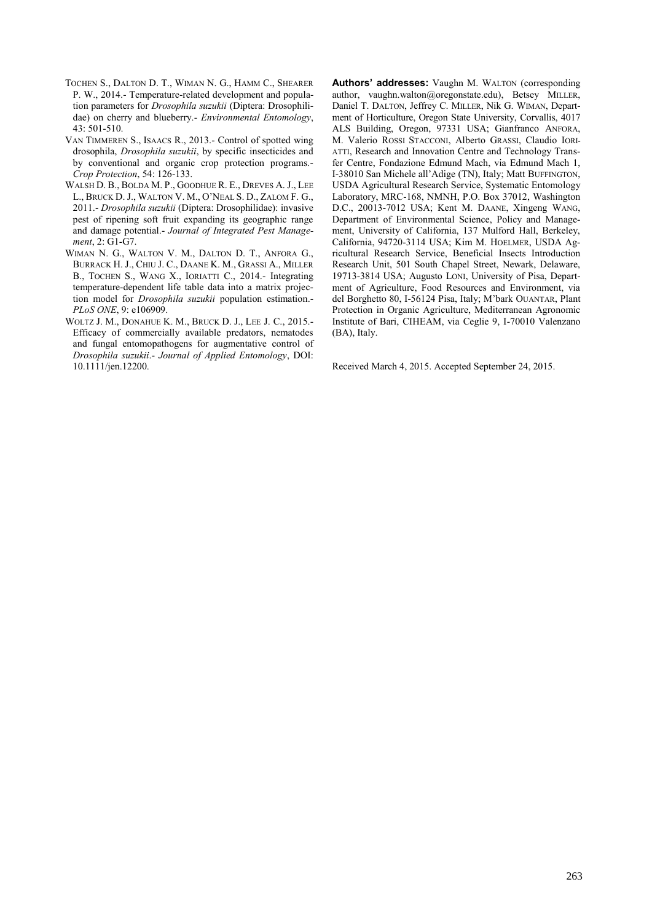TOCHEN S., DALTON D. T., WIMAN N. G., HAMM C., SHEARER P. W., 2014.- Temperature-related development and population parameters for *Drosophila suzukii* (Diptera: Drosophilidae) on cherry and blueberry.- *Environmental Entomology*, 43: 501-510.

VAN TIMMEREN S., ISAACS R., 2013.- Control of spotted wing drosophila, *Drosophila suzukii*, by specific insecticides and by conventional and organic crop protection programs.- *Crop Protection*, 54: 126-133.

WALSH D. B., BOLDA M. P., GOODHUE R. E., DREVES A. J., LEE L., BRUCK D. J., WALTON V. M., O'NEAL S. D., ZALOM F. G., 2011.- *Drosophila suzukii* (Diptera: Drosophilidae): invasive pest of ripening soft fruit expanding its geographic range and damage potential.- *Journal of Integrated Pest Management*, 2: G1-G7.

WIMAN N. G., WALTON V. M., DALTON D. T., ANFORA G., BURRACK H. J., CHIU J. C., DAANE K. M., GRASSI A., MILLER B., TOCHEN S., WANG X., IORIATTI C., 2014.- Integrating temperature-dependent life table data into a matrix projection model for *Drosophila suzukii* population estimation.- *PLoS ONE*, 9: e106909.

WOLTZ J. M., DONAHUE K. M., BRUCK D. J., LEE J. C., 2015.- Efficacy of commercially available predators, nematodes and fungal entomopathogens for augmentative control of *Drosophila suzukii*.- *Journal of Applied Entomology*, DOI: 10.1111/jen.12200.

**Authors' addresses:** Vaughn M. WALTON (corresponding author, vaughn.walton@oregonstate.edu), Betsey MILLER, Daniel T. DALTON, Jeffrey C. MILLER, Nik G. WIMAN, Department of Horticulture, Oregon State University, Corvallis, 4017 ALS Building, Oregon, 97331 USA; Gianfranco ANFORA, M. Valerio ROSSI STACCONI, Alberto GRASSI, Claudio IORIATTI, Research and Innovation Centre and Technology Transfer Centre, Fondazione Edmund Mach, via Edmund Mach 1, I-38010 San Michele all'Adige (TN), Italy; Matt BUFFINGTON, USDA Agricultural Research Service, Systematic Entomology Laboratory, MRC-168, NMNH, P.O. Box 37012, Washington D.C., 20013-7012 USA; Kent M. DAANE, Xingeng WANG, Department of Environmental Science, Policy and Management, University of California, 137 Mulford Hall, Berkeley, California, 94720-3114 USA; Kim M. HOELMER, USDA Agricultural Research Service, Beneficial Insects Introduction Research Unit, 501 South Chapel Street, Newark, Delaware, 19713-3814 USA; Augusto LONI, University of Pisa, Department of Agriculture, Food Resources and Environment, via del Borghetto 80, I-56124 Pisa, Italy; M'bark OUANTAR, Plant Protection in Organic Agriculture, Mediterranean Agronomic Institute of Bari, CIHEAM, via Ceglie 9, I-70010 Valenzano (BA), Italy.

Received March 4, 2015. Accepted September 24, 2015.